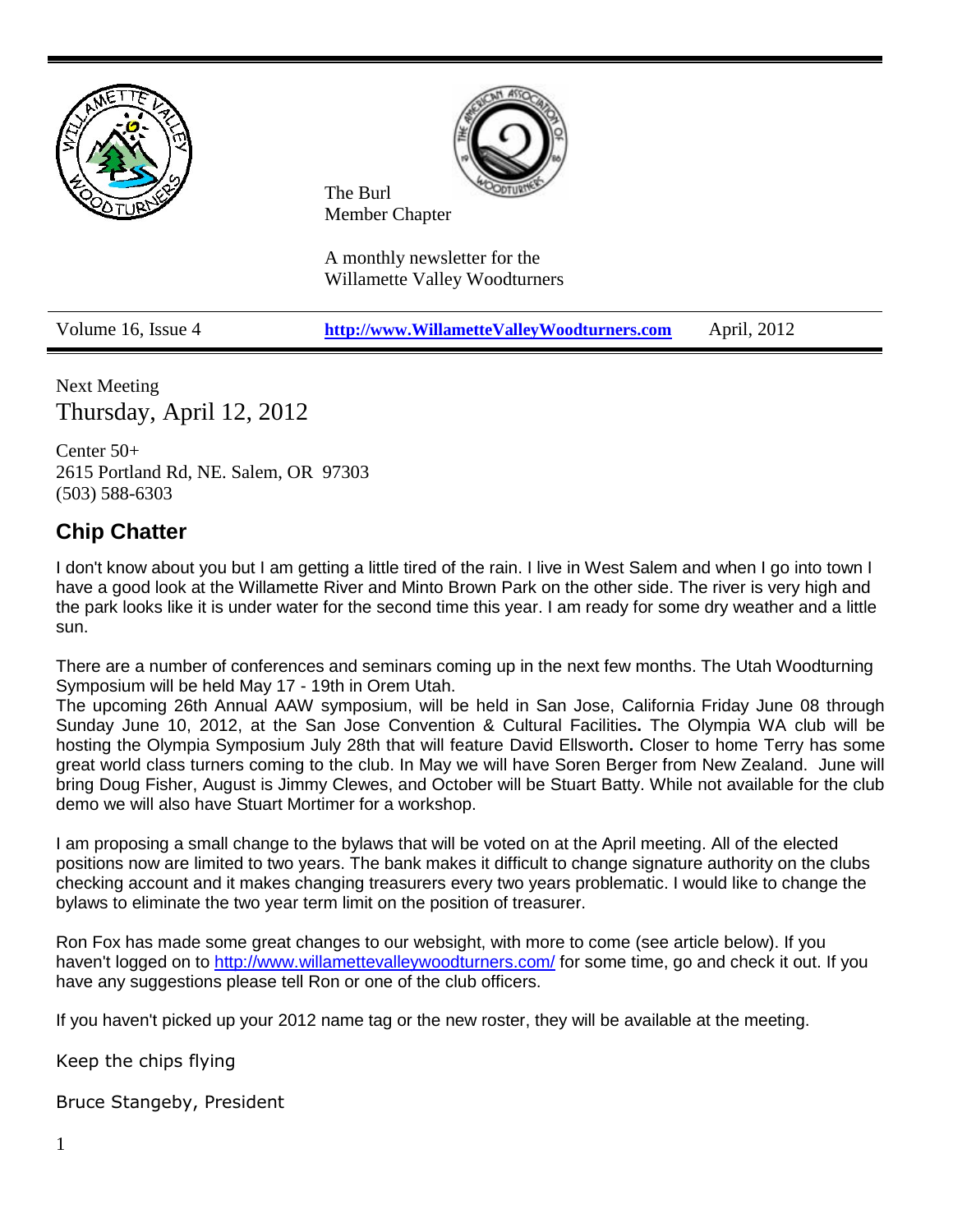The Burl
Member Chapter

A monthly newsletter for the
Willamette Valley Woodturners

Volume 16, Issue 4 | **http://www.WillametteValleyWoodturners.com** | April, 2012

Next Meeting
Thursday, April 12, 2012

Center 50+
2615 Portland Rd, NE. Salem, OR 97303
(503) 588-6303

## Chip Chatter

I don't know about you but I am getting a little tired of the rain. I live in West Salem and when I go into town I have a good look at the Willamette River and Minto Brown Park on the other side. The river is very high and the park looks like it is under water for the second time this year. I am ready for some dry weather and a little sun.

There are a number of conferences and seminars coming up in the next few months. The Utah Woodturning Symposium will be held May 17 - 19th in Orem Utah.
The upcoming 26th Annual AAW symposium, will be held in San Jose, California Friday June 08 through Sunday June 10, 2012, at the San Jose Convention & Cultural Facilities**.** The Olympia WA club will be hosting the Olympia Symposium July 28th that will feature David Ellsworth**.** Closer to home Terry has some great world class turners coming to the club. In May we will have Soren Berger from New Zealand. June will bring Doug Fisher, August is Jimmy Clewes, and October will be Stuart Batty. While not available for the club demo we will also have Stuart Mortimer for a workshop.

I am proposing a small change to the bylaws that will be voted on at the April meeting. All of the elected positions now are limited to two years. The bank makes it difficult to change signature authority on the clubs checking account and it makes changing treasurers every two years problematic. I would like to change the bylaws to eliminate the two year term limit on the position of treasurer.

Ron Fox has made some great changes to our websight, with more to come (see article below). If you haven't logged on to http://www.willamettevalleywoodturners.com/ for some time, go and check it out. If you have any suggestions please tell Ron or one of the club officers.

If you haven't picked up your 2012 name tag or the new roster, they will be available at the meeting.

Keep the chips flying

Bruce Stangeby, President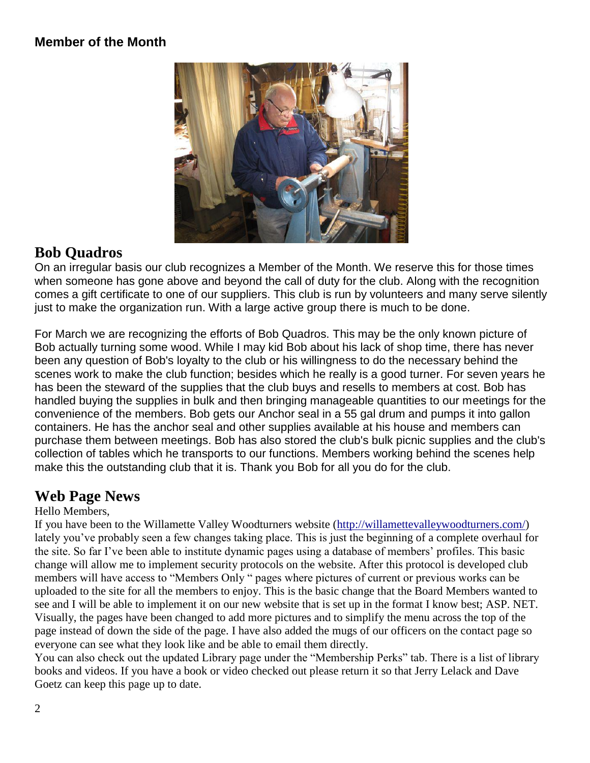## Member of the Month

# Bob Quadros

On an irregular basis our club recognizes a Member of the Month. We reserve this for those times when someone has gone above and beyond the call of duty for the club. Along with the recognition comes a gift certificate to one of our suppliers. This club is run by volunteers and many serve silently just to make the organization run. With a large active group there is much to be done.

For March we are recognizing the efforts of Bob Quadros. This may be the only known picture of Bob actually turning some wood. While I may kid Bob about his lack of shop time, there has never been any question of Bob's loyalty to the club or his willingness to do the necessary behind the scenes work to make the club function; besides which he really is a good turner. For seven years he has been the steward of the supplies that the club buys and resells to members at cost. Bob has handled buying the supplies in bulk and then bringing manageable quantities to our meetings for the convenience of the members. Bob gets our Anchor seal in a 55 gal drum and pumps it into gallon containers. He has the anchor seal and other supplies available at his house and members can purchase them between meetings. Bob has also stored the club's bulk picnic supplies and the club's collection of tables which he transports to our functions. Members working behind the scenes help make this the outstanding club that it is. Thank you Bob for all you do for the club.

# Web Page News

Hello Members,

If you have been to the Willamette Valley Woodturners website (http://willamettevalleywoodturners.com/) lately you've probably seen a few changes taking place. This is just the beginning of a complete overhaul for the site. So far I've been able to institute dynamic pages using a database of members' profiles. This basic change will allow me to implement security protocols on the website. After this protocol is developed club members will have access to "Members Only " pages where pictures of current or previous works can be uploaded to the site for all the members to enjoy. This is the basic change that the Board Members wanted to see and I will be able to implement it on our new website that is set up in the format I know best; ASP. NET. Visually, the pages have been changed to add more pictures and to simplify the menu across the top of the page instead of down the side of the page. I have also added the mugs of our officers on the contact page so everyone can see what they look like and be able to email them directly.

You can also check out the updated Library page under the "Membership Perks" tab. There is a list of library books and videos. If you have a book or video checked out please return it so that Jerry Lelack and Dave Goetz can keep this page up to date.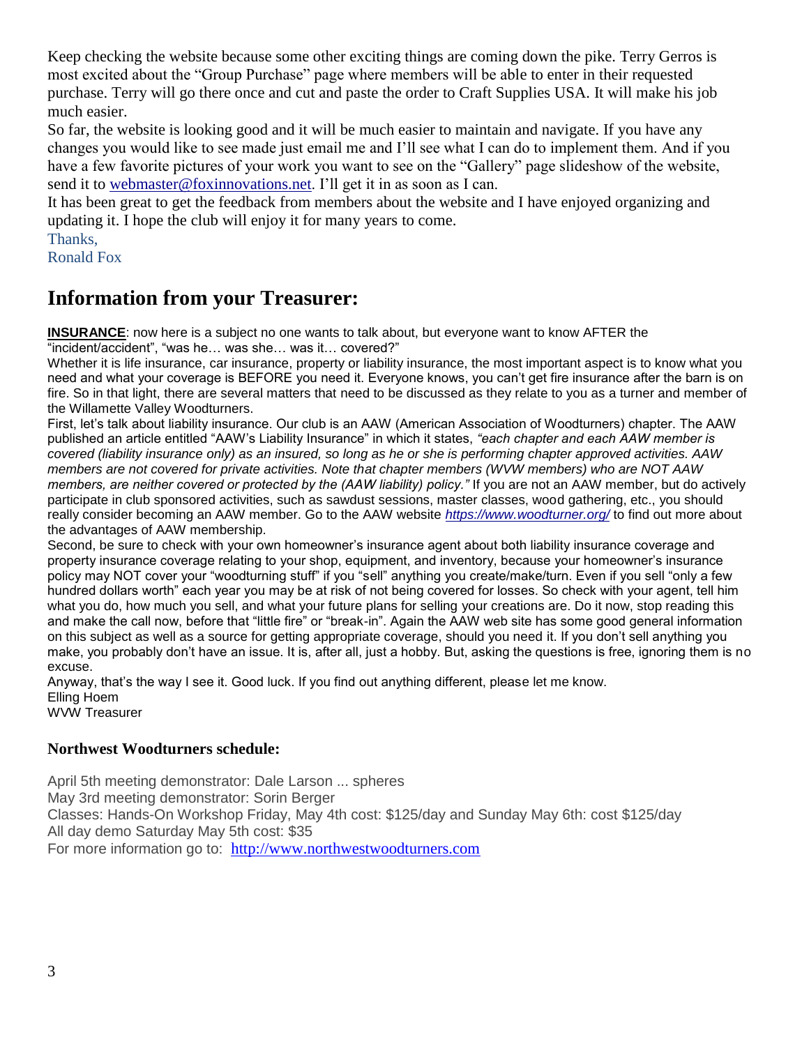Keep checking the website because some other exciting things are coming down the pike. Terry Gerros is most excited about the "Group Purchase" page where members will be able to enter in their requested purchase. Terry will go there once and cut and paste the order to Craft Supplies USA. It will make his job much easier.

So far, the website is looking good and it will be much easier to maintain and navigate. If you have any changes you would like to see made just email me and I'll see what I can do to implement them. And if you have a few favorite pictures of your work you want to see on the "Gallery" page slideshow of the website, send it to webmaster@foxinnovations.net. I'll get it in as soon as I can.

It has been great to get the feedback from members about the website and I have enjoyed organizing and updating it. I hope the club will enjoy it for many years to come.

Thanks,
Ronald Fox

## Information from your Treasurer:

**INSURANCE**: now here is a subject no one wants to talk about, but everyone want to know AFTER the "incident/accident", "was he… was she… was it… covered?"

Whether it is life insurance, car insurance, property or liability insurance, the most important aspect is to know what you need and what your coverage is BEFORE you need it. Everyone knows, you can't get fire insurance after the barn is on fire. So in that light, there are several matters that need to be discussed as they relate to you as a turner and member of the Willamette Valley Woodturners.

First, let's talk about liability insurance. Our club is an AAW (American Association of Woodturners) chapter. The AAW published an article entitled "AAW's Liability Insurance" in which it states, *"each chapter and each AAW member is covered (liability insurance only) as an insured, so long as he or she is performing chapter approved activities. AAW members are not covered for private activities. Note that chapter members (WVW members) who are NOT AAW members, are neither covered or protected by the (AAW liability) policy."* If you are not an AAW member, but do actively participate in club sponsored activities, such as sawdust sessions, master classes, wood gathering, etc., you should really consider becoming an AAW member. Go to the AAW website *https://www.woodturner.org/* to find out more about the advantages of AAW membership.

Second, be sure to check with your own homeowner's insurance agent about both liability insurance coverage and property insurance coverage relating to your shop, equipment, and inventory, because your homeowner's insurance policy may NOT cover your "woodturning stuff" if you "sell" anything you create/make/turn. Even if you sell "only a few hundred dollars worth" each year you may be at risk of not being covered for losses. So check with your agent, tell him what you do, how much you sell, and what your future plans for selling your creations are. Do it now, stop reading this and make the call now, before that "little fire" or "break-in". Again the AAW web site has some good general information on this subject as well as a source for getting appropriate coverage, should you need it. If you don't sell anything you make, you probably don't have an issue. It is, after all, just a hobby. But, asking the questions is free, ignoring them is no excuse.

Anyway, that's the way I see it. Good luck. If you find out anything different, please let me know.

Elling Hoem
WVW Treasurer

### Northwest Woodturners schedule:

April 5th meeting demonstrator: Dale Larson ... spheres
May 3rd meeting demonstrator: Sorin Berger
Classes: Hands-On Workshop Friday, May 4th cost: $125/day and Sunday May 6th: cost $125/day
All day demo Saturday May 5th cost: $35
For more information go to: http://www.northwestwoodturners.com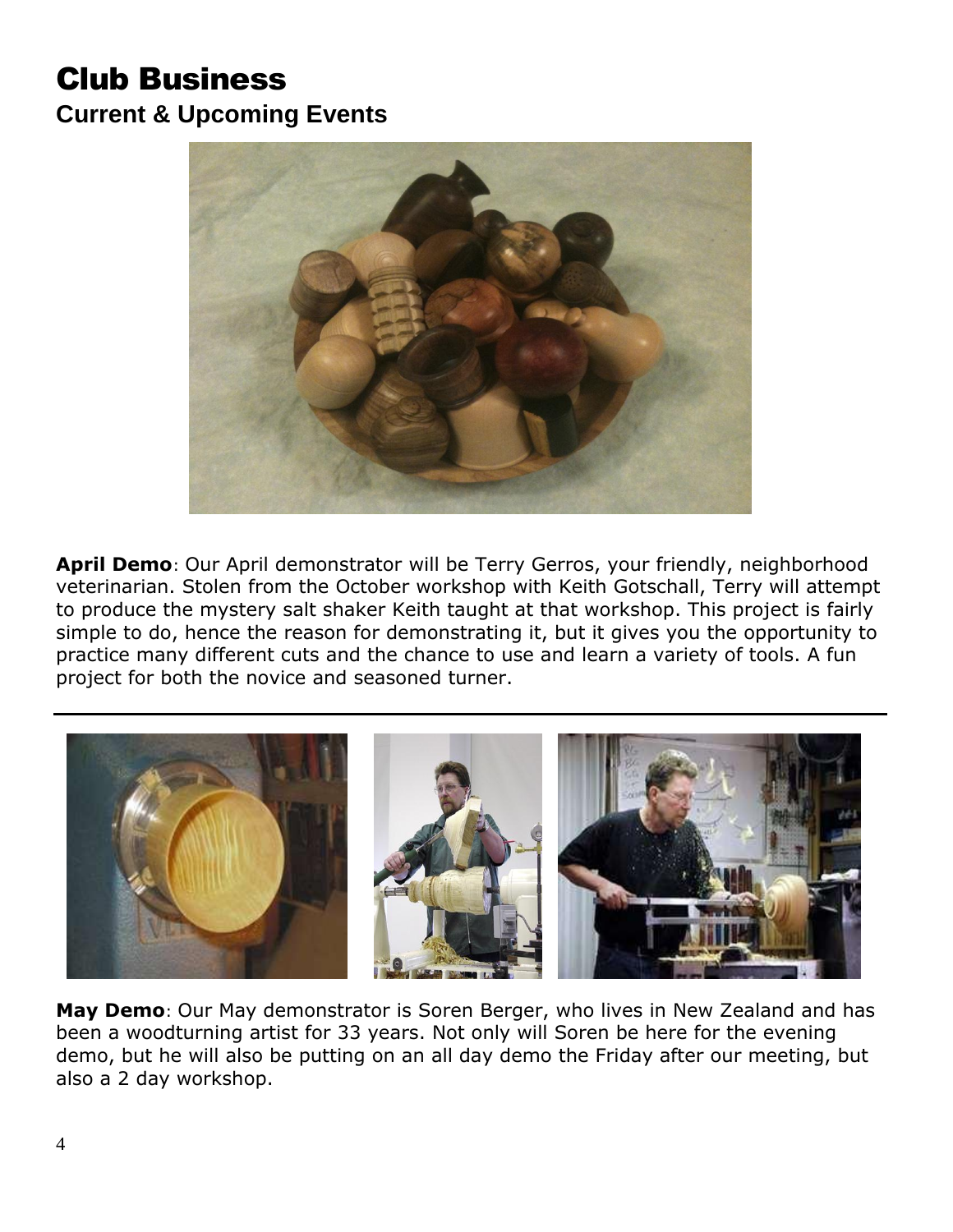# Club Business

## Current & Upcoming Events

**April Demo**: Our April demonstrator will be Terry Gerros, your friendly, neighborhood veterinarian. Stolen from the October workshop with Keith Gotschall, Terry will attempt to produce the mystery salt shaker Keith taught at that workshop. This project is fairly simple to do, hence the reason for demonstrating it, but it gives you the opportunity to practice many different cuts and the chance to use and learn a variety of tools. A fun project for both the novice and seasoned turner.

---

**May Demo**: Our May demonstrator is Soren Berger, who lives in New Zealand and has been a woodturning artist for 33 years. Not only will Soren be here for the evening demo, but he will also be putting on an all day demo the Friday after our meeting, but also a 2 day workshop.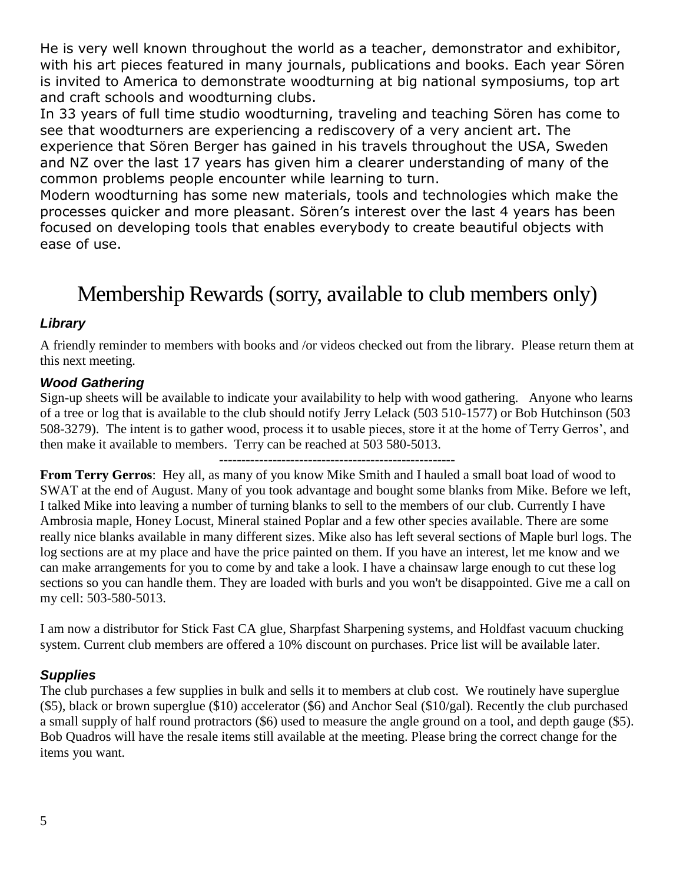He is very well known throughout the world as a teacher, demonstrator and exhibitor, with his art pieces featured in many journals, publications and books. Each year Sören is invited to America to demonstrate woodturning at big national symposiums, top art and craft schools and woodturning clubs.

In 33 years of full time studio woodturning, traveling and teaching Sören has come to see that woodturners are experiencing a rediscovery of a very ancient art. The experience that Sören Berger has gained in his travels throughout the USA, Sweden and NZ over the last 17 years has given him a clearer understanding of many of the common problems people encounter while learning to turn.

Modern woodturning has some new materials, tools and technologies which make the processes quicker and more pleasant. Sören's interest over the last 4 years has been focused on developing tools that enables everybody to create beautiful objects with ease of use.

# Membership Rewards (sorry, available to club members only)

### *Library*

A friendly reminder to members with books and /or videos checked out from the library. Please return them at this next meeting.

### *Wood Gathering*

Sign-up sheets will be available to indicate your availability to help with wood gathering. Anyone who learns of a tree or log that is available to the club should notify Jerry Lelack (503 510-1577) or Bob Hutchinson (503 508-3279). The intent is to gather wood, process it to usable pieces, store it at the home of Terry Gerros', and then make it available to members. Terry can be reached at 503 580-5013.

-----------------------------------------------------

**From Terry Gerros**: Hey all, as many of you know Mike Smith and I hauled a small boat load of wood to SWAT at the end of August. Many of you took advantage and bought some blanks from Mike. Before we left, I talked Mike into leaving a number of turning blanks to sell to the members of our club. Currently I have Ambrosia maple, Honey Locust, Mineral stained Poplar and a few other species available. There are some really nice blanks available in many different sizes. Mike also has left several sections of Maple burl logs. The log sections are at my place and have the price painted on them. If you have an interest, let me know and we can make arrangements for you to come by and take a look. I have a chainsaw large enough to cut these log sections so you can handle them. They are loaded with burls and you won't be disappointed. Give me a call on my cell: 503-580-5013.

I am now a distributor for Stick Fast CA glue, Sharpfast Sharpening systems, and Holdfast vacuum chucking system. Current club members are offered a 10% discount on purchases. Price list will be available later.

### *Supplies*

The club purchases a few supplies in bulk and sells it to members at club cost. We routinely have superglue ($5), black or brown superglue ($10) accelerator ($6) and Anchor Seal ($10/gal). Recently the club purchased a small supply of half round protractors ($6) used to measure the angle ground on a tool, and depth gauge ($5). Bob Quadros will have the resale items still available at the meeting. Please bring the correct change for the items you want.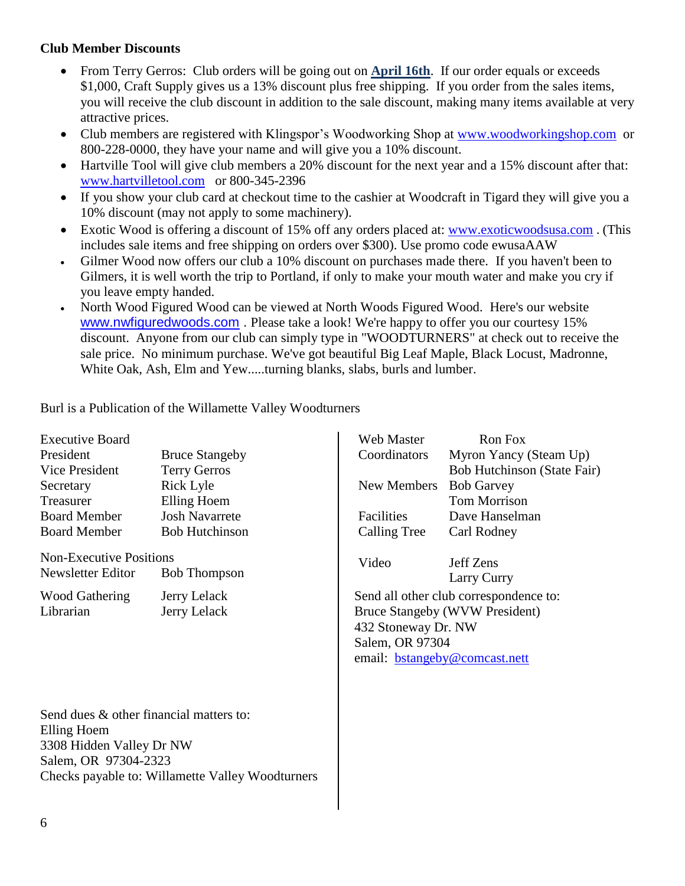**Club Member Discounts**

- From Terry Gerros: Club orders will be going out on **April 16th**. If our order equals or exceeds $1,000, Craft Supply gives us a 13% discount plus free shipping. If you order from the sales items, you will receive the club discount in addition to the sale discount, making many items available at very attractive prices.
- Club members are registered with Klingspor's Woodworking Shop at www.woodworkingshop.com or 800-228-0000, they have your name and will give you a 10% discount.
- Hartville Tool will give club members a 20% discount for the next year and a 15% discount after that: www.hartvilletool.com or 800-345-2396
- If you show your club card at checkout time to the cashier at Woodcraft in Tigard they will give you a 10% discount (may not apply to some machinery).
- Exotic Wood is offering a discount of 15% off any orders placed at: www.exoticwoodsusa.com . (This includes sale items and free shipping on orders over $300). Use promo code ewusaAAW
- Gilmer Wood now offers our club a 10% discount on purchases made there. If you haven't been to Gilmers, it is well worth the trip to Portland, if only to make your mouth water and make you cry if you leave empty handed.
- North Wood Figured Wood can be viewed at North Woods Figured Wood. Here's our website www.nwfiguredwoods.com . Please take a look! We're happy to offer you our courtesy 15% discount. Anyone from our club can simply type in "WOODTURNERS" at check out to receive the sale price. No minimum purchase. We've got beautiful Big Leaf Maple, Black Locust, Madronne, White Oak, Ash, Elm and Yew.....turning blanks, slabs, burls and lumber.

Burl is a Publication of the Willamette Valley Woodturners

| Executive Board | |
|---|---|
| President | Bruce Stangeby |
| Vice President | Terry Gerros |
| Secretary | Rick Lyle |
| Treasurer | Elling Hoem |
| Board Member | Josh Navarrete |
| Board Member | Bob Hutchinson |

| Non-Executive Positions | |
|---|---|
| Newsletter Editor | Bob Thompson |
| Wood Gathering | Jerry Lelack |
| Librarian | Jerry Lelack |

Send dues & other financial matters to:
Elling Hoem
3308 Hidden Valley Dr NW
Salem, OR 97304-2323
Checks payable to: Willamette Valley Woodturners

| | |
|---|---|
| Web Master | Ron Fox |
| Coordinators | Myron Yancy (Steam Up) |
| | Bob Hutchinson (State Fair) |
| New Members | Bob Garvey |
| | Tom Morrison |
| Facilities | Dave Hanselman |
| Calling Tree | Carl Rodney |
| Video | Jeff Zens |
| | Larry Curry |

Send all other club correspondence to:
Bruce Stangeby (WVW President)
432 Stoneway Dr. NW
Salem, OR 97304
email: bstangeby@comcast.nett